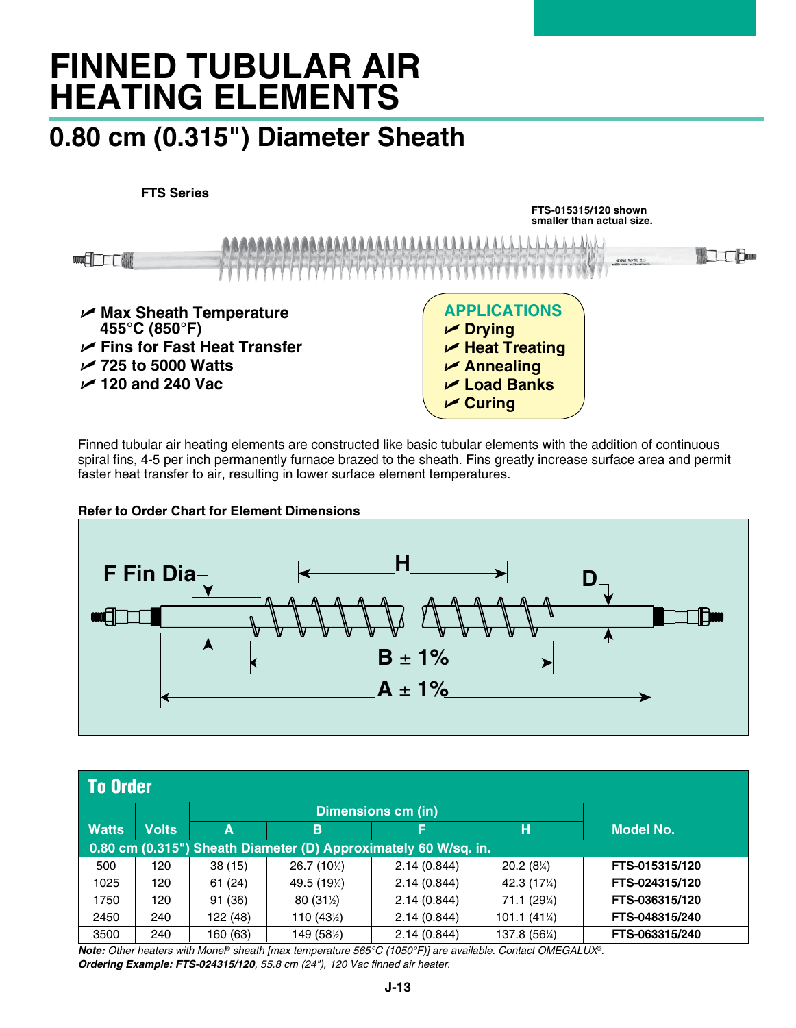# FINNED TUBULAR AIR HEATING ELEMENTS

## 0.80 cm (0.315") Diameter Sheath

**FTS Series**

**FTS-015315/120 shown smaller than actual size.**

- **Max Sheath Temperature 455°C (850°F)**
- **Fins for Fast Heat Transfer**
- **725 to 5000 Watts**
- **120 and 240 Vac**

**APPLICATIONS**
- **Drying**
- **Heat Treating**
- **Annealing**
- **Load Banks**
- **Curing**

Finned tubular air heating elements are constructed like basic tubular elements with the addition of continuous spiral fins, 4-5 per inch permanently furnace brazed to the sheath. Fins greatly increase surface area and permit faster heat transfer to air, resulting in lower surface element temperatures.

**Refer to Order Chart for Element Dimensions**

F Fin Dia, H, D, B ± 1%, A ± 1%

### To Order

| Watts | Volts | Dimensions cm (in) | | | | Model No. |
|---|---|---|---|---|---|---|
| | | A | B | F | H | |
| **0.80 cm (0.315") Sheath Diameter (D) Approximately 60 W/sq. in.** | | | | | | |
| 500 | 120 | 38 (15) | 26.7 (10½) | 2.14 (0.844) | 20.2 (8¼) | **FTS-015315/120** |
| 1025 | 120 | 61 (24) | 49.5 (19½) | 2.14 (0.844) | 42.3 (17¼) | **FTS-024315/120** |
| 1750 | 120 | 91 (36) | 80 (31½) | 2.14 (0.844) | 71.1 (29¼) | **FTS-036315/120** |
| 2450 | 240 | 122 (48) | 110 (43½) | 2.14 (0.844) | 101.1 (41¼) | **FTS-048315/240** |
| 3500 | 240 | 160 (63) | 149 (58½) | 2.14 (0.844) | 137.8 (56¼) | **FTS-063315/240** |

***Note:*** *Other heaters with Monel® sheath [max temperature 565°C (1050°F)] are available. Contact OMEGALUX®.*

***Ordering Example: FTS-024315/120****, 55.8 cm (24"), 120 Vac finned air heater.*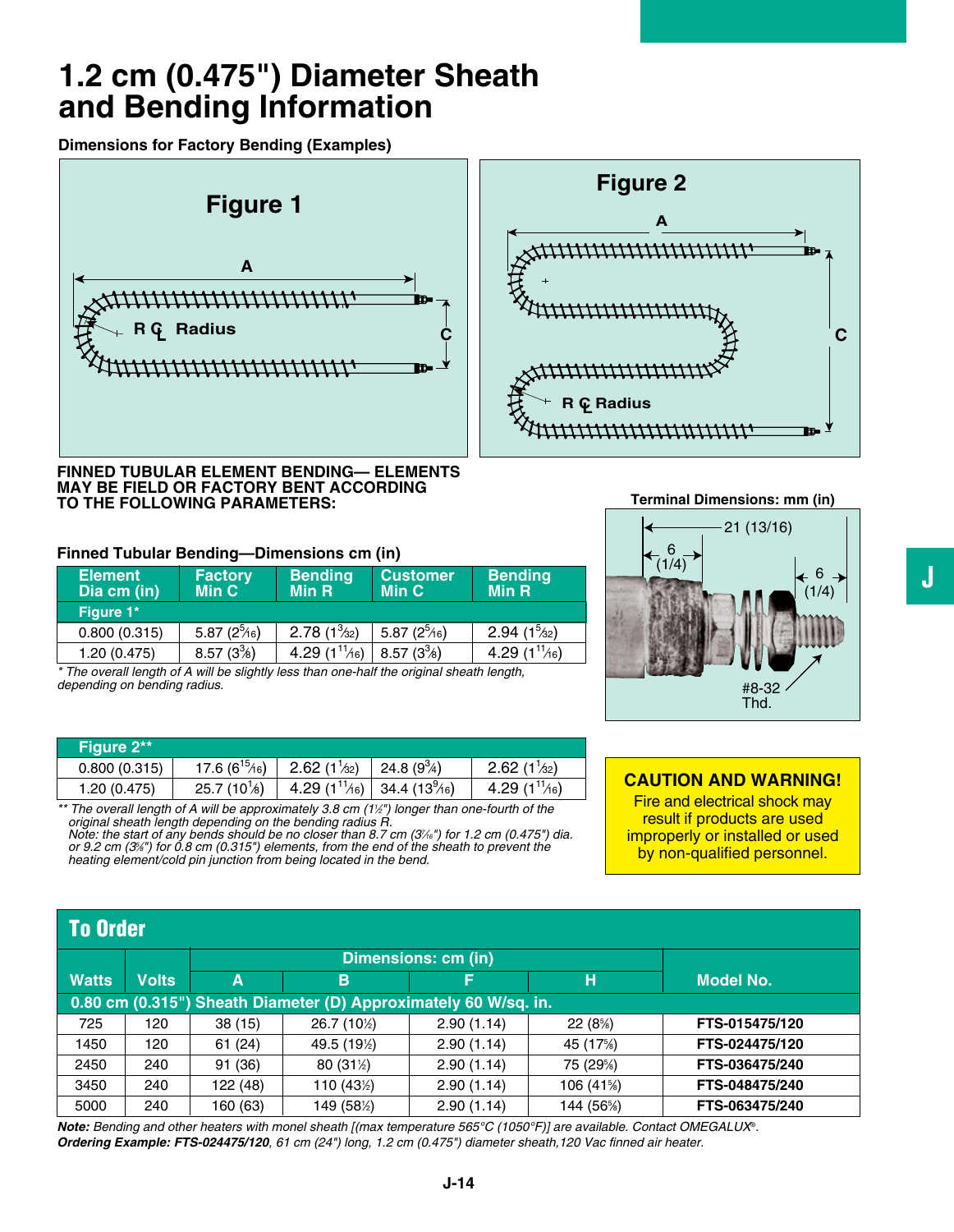# 1.2 cm (0.475") Diameter Sheath and Bending Information

**Dimensions for Factory Bending (Examples)**

Figure 1

A

R ℄ Radius

C

Figure 2

A

C

R ℄ Radius

**FINNED TUBULAR ELEMENT BENDING— ELEMENTS MAY BE FIELD OR FACTORY BENT ACCORDING TO THE FOLLOWING PARAMETERS:**

**Finned Tubular Bending—Dimensions cm (in)**

| Element Dia cm (in) | Factory Min C | Bending Min R | Customer Min C | Bending Min R |
|---|---|---|---|---|
| **Figure 1*** | | | | |
| 0.800 (0.315) | 5.87 (2⁵⁄₁₆) | 2.78 (1³⁄₃₂) | 5.87 (2⁵⁄₁₆) | 2.94 (1⁵⁄₃₂) |
| 1.20 (0.475) | 8.57 (3³⁄₈) | 4.29 (1¹¹⁄₁₆) | 8.57 (3³⁄₈) | 4.29 (1¹¹⁄₁₆) |
| **Figure 2**** | | | | |
| 0.800 (0.315) | 17.6 (6¹⁵⁄₁₆) | 2.62 (1¹⁄₃₂) | 24.8 (9³⁄₄) | 2.62 (1¹⁄₃₂) |
| 1.20 (0.475) | 25.7 (10¹⁄₈) | 4.29 (1¹¹⁄₁₆) | 34.4 (13⁹⁄₁₆) | 4.29 (1¹¹⁄₁₆) |

*\* The overall length of A will be slightly less than one-half the original sheath length, depending on bending radius.*

*\*\* The overall length of A will be approximately 3.8 cm (1½") longer than one-fourth of the original sheath length depending on the bending radius R.*
*Note: the start of any bends should be no closer than 8.7 cm (3⁷⁄₁₆") for 1.2 cm (0.475") dia. or 9.2 cm (3⅝") for 0.8 cm (0.315") elements, from the end of the sheath to prevent the heating element/cold pin junction from being located in the bend.*

**Terminal Dimensions: mm (in)**

21 (13/16)

6 (1/4)

6 (1/4)

#8-32 Thd.

**CAUTION AND WARNING!**
Fire and electrical shock may result if products are used improperly or installed or used by non-qualified personnel.

## To Order

| Watts | Volts | Dimensions: cm (in) A | B | F | H | Model No. |
|---|---|---|---|---|---|---|
| **0.80 cm (0.315") Sheath Diameter (D) Approximately 60 W/sq. in.** | | | | | | |
| 725 | 120 | 38 (15) | 26.7 (10½) | 2.90 (1.14) | 22 (8⅝) | **FTS-015475/120** |
| 1450 | 120 | 61 (24) | 49.5 (19½) | 2.90 (1.14) | 45 (17⅝) | **FTS-024475/120** |
| 2450 | 240 | 91 (36) | 80 (31½) | 2.90 (1.14) | 75 (29⅝) | **FTS-036475/240** |
| 3450 | 240 | 122 (48) | 110 (43½) | 2.90 (1.14) | 106 (41⅝) | **FTS-048475/240** |
| 5000 | 240 | 160 (63) | 149 (58½) | 2.90 (1.14) | 144 (56⅝) | **FTS-063475/240** |

***Note:*** *Bending and other heaters with monel sheath [(max temperature 565°C (1050°F)] are available. Contact OMEGALUX®.*
***Ordering Example: FTS-024475/120****, 61 cm (24") long, 1.2 cm (0.475") diameter sheath,120 Vac finned air heater.*